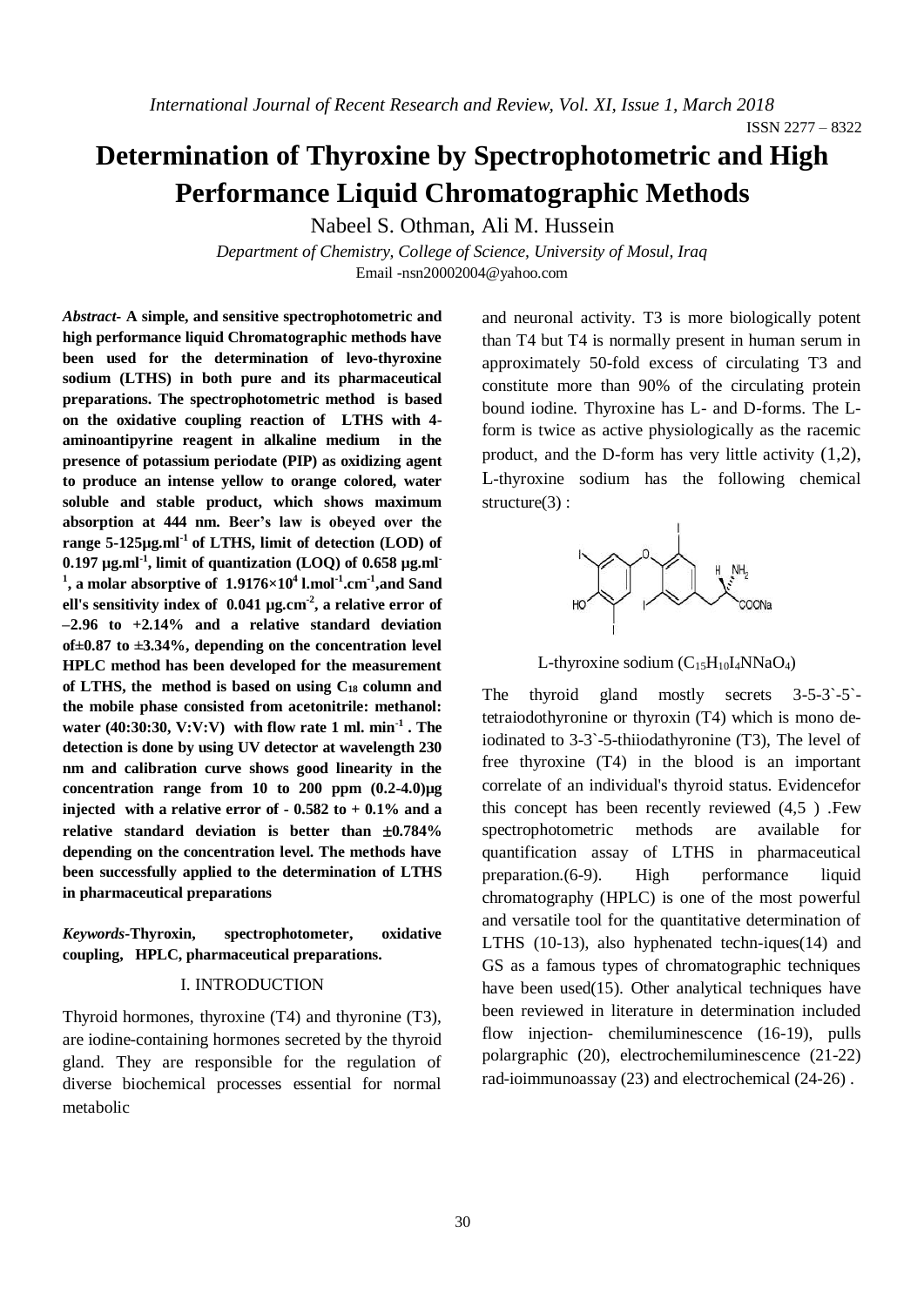# Determination of Thyroxine by Spectrophotometric and High Performance Liquid Chromatographic Methods

Nabeel S. Othman, Ali M. Hussein

*Department of Chemistry, College of Science, University of Mosul, Iraq*
Email -nsn20002004@yahoo.com

***Abstract*- A simple, and sensitive spectrophotometric and high performance liquid Chromatographic methods have been used for the determination of levo-thyroxine sodium (LTHS) in both pure and its pharmaceutical preparations. The spectrophotometric method is based on the oxidative coupling reaction of LTHS with 4-aminoantipyrine reagent in alkaline medium in the presence of potassium periodate (PIP) as oxidizing agent to produce an intense yellow to orange colored, water soluble and stable product, which shows maximum absorption at 444 nm. Beer's law is obeyed over the range 5-125µg.ml$^{-1}$ of LTHS, limit of detection (LOD) of 0.197 µg.ml$^{-1}$, limit of quantization (LOQ) of 0.658 µg.ml$^{-1}$, a molar absorptive of $1.9176\times10^4$ l.mol$^{-1}$.cm$^{-1}$,and Sand ell's sensitivity index of 0.041 µg.cm$^{-2}$, a relative error of –2.96 to +2.14% and a relative standard deviation of±0.87 to ±3.34%, depending on the concentration level HPLC method has been developed for the measurement of LTHS, the method is based on using $C_{18}$ column and the mobile phase consisted from acetonitrile: methanol: water (40:30:30, V:V:V) with flow rate 1 ml. min$^{-1}$ . The detection is done by using UV detector at wavelength 230 nm and calibration curve shows good linearity in the concentration range from 10 to 200 ppm (0.2-4.0)µg injected with a relative error of - 0.582 to + 0.1% and a relative standard deviation is better than ±0.784% depending on the concentration level. The methods have been successfully applied to the determination of LTHS in pharmaceutical preparations**

***Keywords*-Thyroxin, spectrophotometer, oxidative coupling, HPLC, pharmaceutical preparations.**

## I. INTRODUCTION

Thyroid hormones, thyroxine (T4) and thyronine (T3), are iodine-containing hormones secreted by the thyroid gland. They are responsible for the regulation of diverse biochemical processes essential for normal metabolic and neuronal activity. T3 is more biologically potent than T4 but T4 is normally present in human serum in approximately 50-fold excess of circulating T3 and constitute more than 90% of the circulating protein bound iodine. Thyroxine has L- and D-forms. The L-form is twice as active physiologically as the racemic product, and the D-form has very little activity (1,2), L-thyroxine sodium has the following chemical structure(3) :

L-thyroxine sodium ($C_{15}H_{10}I_4NNaO_4$)

The thyroid gland mostly secrets 3-5-3`-5`-tetraiodothyronine or thyroxin (T4) which is mono de-iodinated to 3-3`-5-thiiodathyronine (T3), The level of free thyroxine (T4) in the blood is an important correlate of an individual's thyroid status. Evidencefor this concept has been recently reviewed (4,5 ) .Few spectrophotometric methods are available for quantification assay of LTHS in pharmaceutical preparation.(6-9). High performance liquid chromatography (HPLC) is one of the most powerful and versatile tool for the quantitative determination of LTHS (10-13), also hyphenated techn-iques(14) and GS as a famous types of chromatographic techniques have been used(15). Other analytical techniques have been reviewed in literature in determination included flow injection- chemiluminescence (16-19), pulls polargraphic (20), electrochemiluminescence (21-22) rad-ioimmunoassay (23) and electrochemical (24-26) .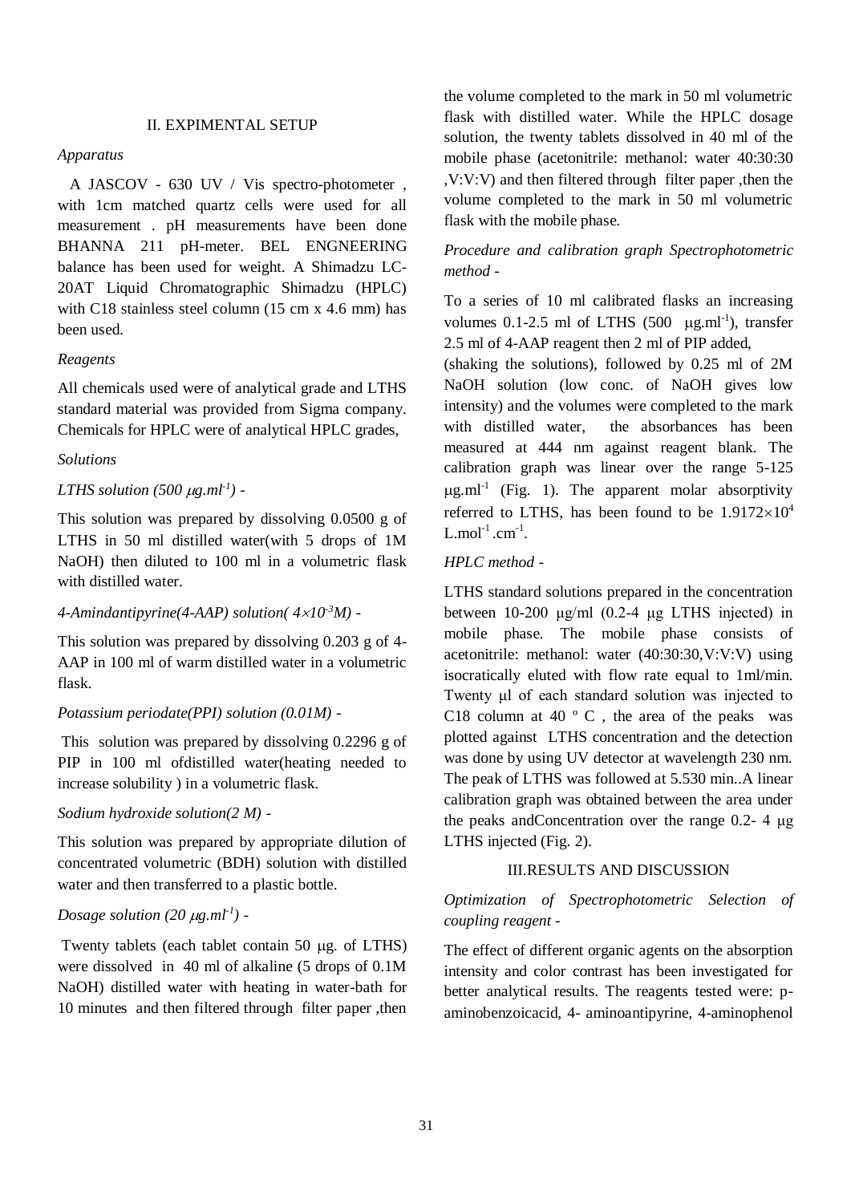## II. EXPIMENTAL SETUP

*Apparatus*

A JASCOV - 630 UV / Vis spectro-photometer , with 1cm matched quartz cells were used for all measurement . pH measurements have been done BHANNA 211 pH-meter. BEL ENGNEERING balance has been used for weight. A Shimadzu LC-20AT Liquid Chromatographic Shimadzu (HPLC) with C18 stainless steel column (15 cm x 4.6 mm) has been used.

*Reagents*

All chemicals used were of analytical grade and LTHS standard material was provided from Sigma company. Chemicals for HPLC were of analytical HPLC grades,

*Solutions*

*LTHS solution (500 μg.ml$^{-1}$) -*

This solution was prepared by dissolving 0.0500 g of LTHS in 50 ml distilled water(with 5 drops of 1M NaOH) then diluted to 100 ml in a volumetric flask with distilled water.

*4-Amindantipyrine(4-AAP) solution( $4\times10^{-3}$M) -*

This solution was prepared by dissolving 0.203 g of 4-AAP in 100 ml of warm distilled water in a volumetric flask.

*Potassium periodate(PPI) solution (0.01M) -*

This solution was prepared by dissolving 0.2296 g of PIP in 100 ml ofdistilled water(heating needed to increase solubility ) in a volumetric flask.

*Sodium hydroxide solution(2 M) -*

This solution was prepared by appropriate dilution of concentrated volumetric (BDH) solution with distilled water and then transferred to a plastic bottle.

*Dosage solution (20 μg.ml$^{-1}$) -*

Twenty tablets (each tablet contain 50 μg. of LTHS) were dissolved in 40 ml of alkaline (5 drops of 0.1M NaOH) distilled water with heating in water-bath for 10 minutes and then filtered through filter paper ,then the volume completed to the mark in 50 ml volumetric flask with distilled water. While the HPLC dosage solution, the twenty tablets dissolved in 40 ml of the mobile phase (acetonitrile: methanol: water 40:30:30 ,V:V:V) and then filtered through filter paper ,then the volume completed to the mark in 50 ml volumetric flask with the mobile phase.

*Procedure and calibration graph Spectrophotometric method -*

To a series of 10 ml calibrated flasks an increasing volumes 0.1-2.5 ml of LTHS (500 μg.ml$^{-1}$), transfer 2.5 ml of 4-AAP reagent then 2 ml of PIP added, (shaking the solutions), followed by 0.25 ml of 2M NaOH solution (low conc. of NaOH gives low intensity) and the volumes were completed to the mark with distilled water, the absorbances has been measured at 444 nm against reagent blank. The calibration graph was linear over the range 5-125 μg.ml$^{-1}$ (Fig. 1). The apparent molar absorptivity referred to LTHS, has been found to be $1.9172\times10^{4}$ L.mol$^{-1}$.cm$^{-1}$.

*HPLC method -*

LTHS standard solutions prepared in the concentration between 10-200 μg/ml (0.2-4 μg LTHS injected) in mobile phase. The mobile phase consists of acetonitrile: methanol: water (40:30:30,V:V:V) using isocratically eluted with flow rate equal to 1ml/min. Twenty μl of each standard solution was injected to C18 column at 40 º C , the area of the peaks was plotted against LTHS concentration and the detection was done by using UV detector at wavelength 230 nm. The peak of LTHS was followed at 5.530 min..A linear calibration graph was obtained between the area under the peaks andConcentration over the range 0.2- 4 μg LTHS injected (Fig. 2).

## III.RESULTS AND DISCUSSION

*Optimization of Spectrophotometric Selection of coupling reagent -*

The effect of different organic agents on the absorption intensity and color contrast has been investigated for better analytical results. The reagents tested were: p-aminobenzoicacid, 4- aminoantipyrine, 4-aminophenol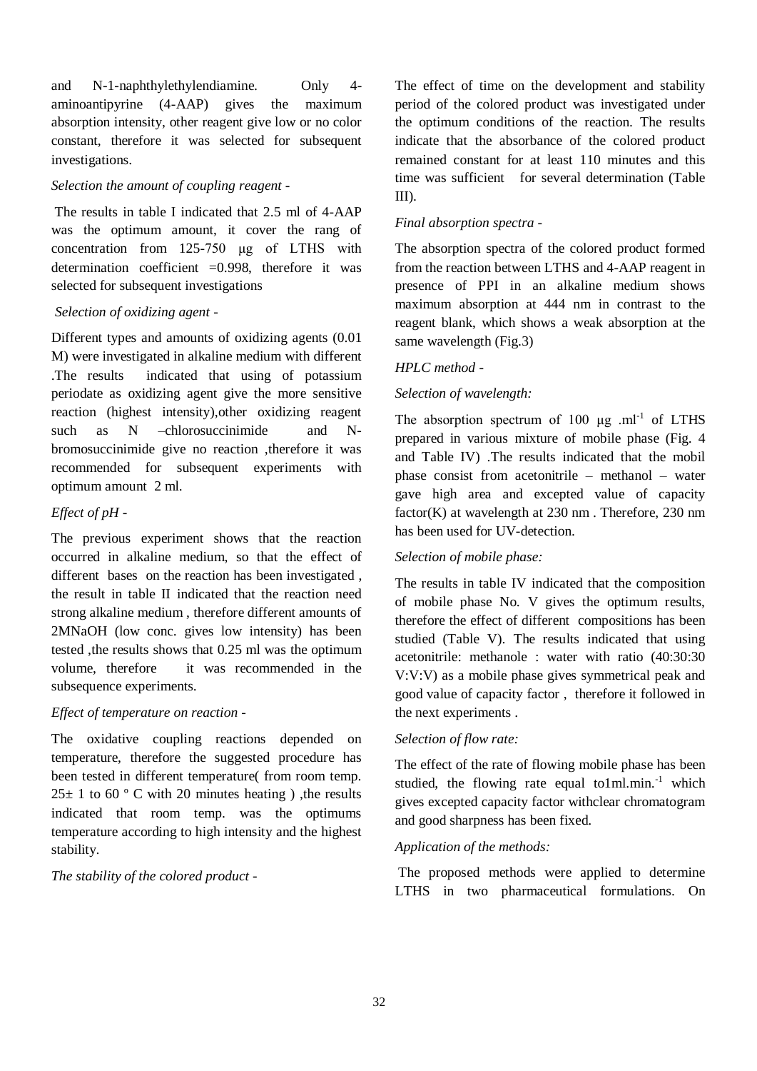and N-1-naphthylethylendiamine. Only 4-aminoantipyrine (4-AAP) gives the maximum absorption intensity, other reagent give low or no color constant, therefore it was selected for subsequent investigations.

*Selection the amount of coupling reagent -*

The results in table I indicated that 2.5 ml of 4-AAP was the optimum amount, it cover the rang of concentration from 125-750 µg of LTHS with determination coefficient =0.998, therefore it was selected for subsequent investigations

*Selection of oxidizing agent -*

Different types and amounts of oxidizing agents (0.01 M) were investigated in alkaline medium with different .The results indicated that using of potassium periodate as oxidizing agent give the more sensitive reaction (highest intensity),other oxidizing reagent such as N –chlorosuccinimide and N-bromosuccinimide give no reaction ,therefore it was recommended for subsequent experiments with optimum amount 2 ml.

*Effect of pH -*

The previous experiment shows that the reaction occurred in alkaline medium, so that the effect of different bases on the reaction has been investigated , the result in table II indicated that the reaction need strong alkaline medium , therefore different amounts of 2MNaOH (low conc. gives low intensity) has been tested ,the results shows that 0.25 ml was the optimum volume, therefore it was recommended in the subsequence experiments.

*Effect of temperature on reaction -*

The oxidative coupling reactions depended on temperature, therefore the suggested procedure has been tested in different temperature( from room temp. 25± 1 to 60 º C with 20 minutes heating ) ,the results indicated that room temp. was the optimums temperature according to high intensity and the highest stability.

*The stability of the colored product -*

The effect of time on the development and stability period of the colored product was investigated under the optimum conditions of the reaction. The results indicate that the absorbance of the colored product remained constant for at least 110 minutes and this time was sufficient for several determination (Table III).

*Final absorption spectra -*

The absorption spectra of the colored product formed from the reaction between LTHS and 4-AAP reagent in presence of PPI in an alkaline medium shows maximum absorption at 444 nm in contrast to the reagent blank, which shows a weak absorption at the same wavelength (Fig.3)

*HPLC method -*

*Selection of wavelength:*

The absorption spectrum of 100 µg .ml$^{-1}$ of LTHS prepared in various mixture of mobile phase (Fig. 4 and Table IV) .The results indicated that the mobil phase consist from acetonitrile – methanol – water gave high area and excepted value of capacity factor(K) at wavelength at 230 nm . Therefore, 230 nm has been used for UV-detection.

*Selection of mobile phase:*

The results in table IV indicated that the composition of mobile phase No. V gives the optimum results, therefore the effect of different compositions has been studied (Table V). The results indicated that using acetonitrile: methanole : water with ratio (40:30:30 V:V:V) as a mobile phase gives symmetrical peak and good value of capacity factor , therefore it followed in the next experiments .

*Selection of flow rate:*

The effect of the rate of flowing mobile phase has been studied, the flowing rate equal to1ml.min.$^{-1}$ which gives excepted capacity factor withclear chromatogram and good sharpness has been fixed.

*Application of the methods:*

The proposed methods were applied to determine LTHS in two pharmaceutical formulations. On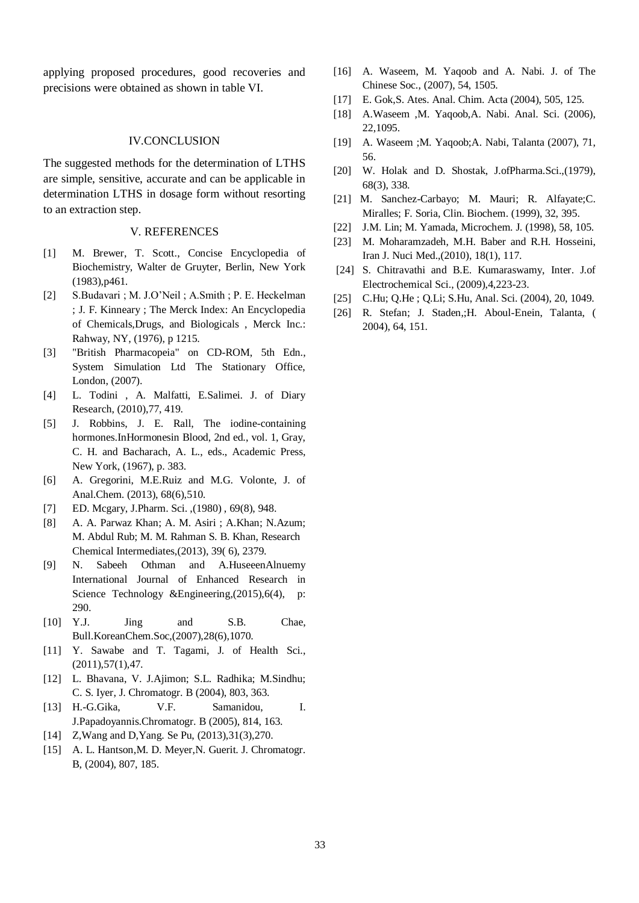applying proposed procedures, good recoveries and precisions were obtained as shown in table VI.

## IV.CONCLUSION

The suggested methods for the determination of LTHS are simple, sensitive, accurate and can be applicable in determination LTHS in dosage form without resorting to an extraction step.

## V. REFERENCES

[1] M. Brewer, T. Scott., Concise Encyclopedia of Biochemistry, Walter de Gruyter, Berlin, New York (1983),p461.

[2] S.Budavari ; M. J.O'Neil ; A.Smith ; P. E. Heckelman ; J. F. Kinneary ; The Merck Index: An Encyclopedia of Chemicals,Drugs, and Biologicals , Merck Inc.: Rahway, NY, (1976), p 1215.

[3] "British Pharmacopeia" on CD-ROM, 5th Edn., System Simulation Ltd The Stationary Office, London, (2007).

[4] L. Todini , A. Malfatti, E.Salimei. J. of Diary Research, (2010),77, 419.

[5] J. Robbins, J. E. Rall, The iodine-containing hormones.InHormonesin Blood, 2nd ed., vol. 1, Gray, C. H. and Bacharach, A. L., eds., Academic Press, New York, (1967), p. 383.

[6] A. Gregorini, M.E.Ruiz and M.G. Volonte, J. of Anal.Chem. (2013), 68(6),510.

[7] ED. Mcgary, J.Pharm. Sci. ,(1980) , 69(8), 948.

[8] A. A. Parwaz Khan; A. M. Asiri ; A.Khan; N.Azum; M. Abdul Rub; M. M. Rahman S. B. Khan, Research Chemical Intermediates,(2013), 39( 6), 2379.

[9] N. Sabeeh Othman and A.HuseeenAlnuemy International Journal of Enhanced Research in Science Technology &Engineering,(2015),6(4), p: 290.

[10] Y.J. Jing and S.B. Chae, Bull.KoreanChem.Soc,(2007),28(6),1070.

[11] Y. Sawabe and T. Tagami, J. of Health Sci., (2011),57(1),47.

[12] L. Bhavana, V. J.Ajimon; S.L. Radhika; M.Sindhu; C. S. Iyer, J. Chromatogr. B (2004), 803, 363.

[13] H.-G.Gika, V.F. Samanidou, I. J.Papadoyannis.Chromatogr. B (2005), 814, 163.

[14] Z,Wang and D,Yang. Se Pu, (2013),31(3),270.

[15] A. L. Hantson,M. D. Meyer,N. Guerit. J. Chromatogr. B, (2004), 807, 185.

[16] A. Waseem, M. Yaqoob and A. Nabi. J. of The Chinese Soc., (2007), 54, 1505.

[17] E. Gok,S. Ates. Anal. Chim. Acta (2004), 505, 125.

[18] A.Waseem ,M. Yaqoob,A. Nabi. Anal. Sci. (2006), 22,1095.

[19] A. Waseem ;M. Yaqoob;A. Nabi, Talanta (2007), 71, 56.

[20] W. Holak and D. Shostak, J.ofPharma.Sci.,(1979), 68(3), 338.

[21] M. Sanchez-Carbayo; M. Mauri; R. Alfayate;C. Miralles; F. Soria, Clin. Biochem. (1999), 32, 395.

[22] J.M. Lin; M. Yamada, Microchem. J. (1998), 58, 105.

[23] M. Moharamzadeh, M.H. Baber and R.H. Hosseini, Iran J. Nuci Med.,(2010), 18(1), 117.

[24] S. Chitravathi and B.E. Kumaraswamy, Inter. J.of Electrochemical Sci., (2009),4,223-23.

[25] C.Hu; Q.He ; Q.Li; S.Hu, Anal. Sci. (2004), 20, 1049.

[26] R. Stefan; J. Staden,;H. Aboul-Enein, Talanta, ( 2004), 64, 151.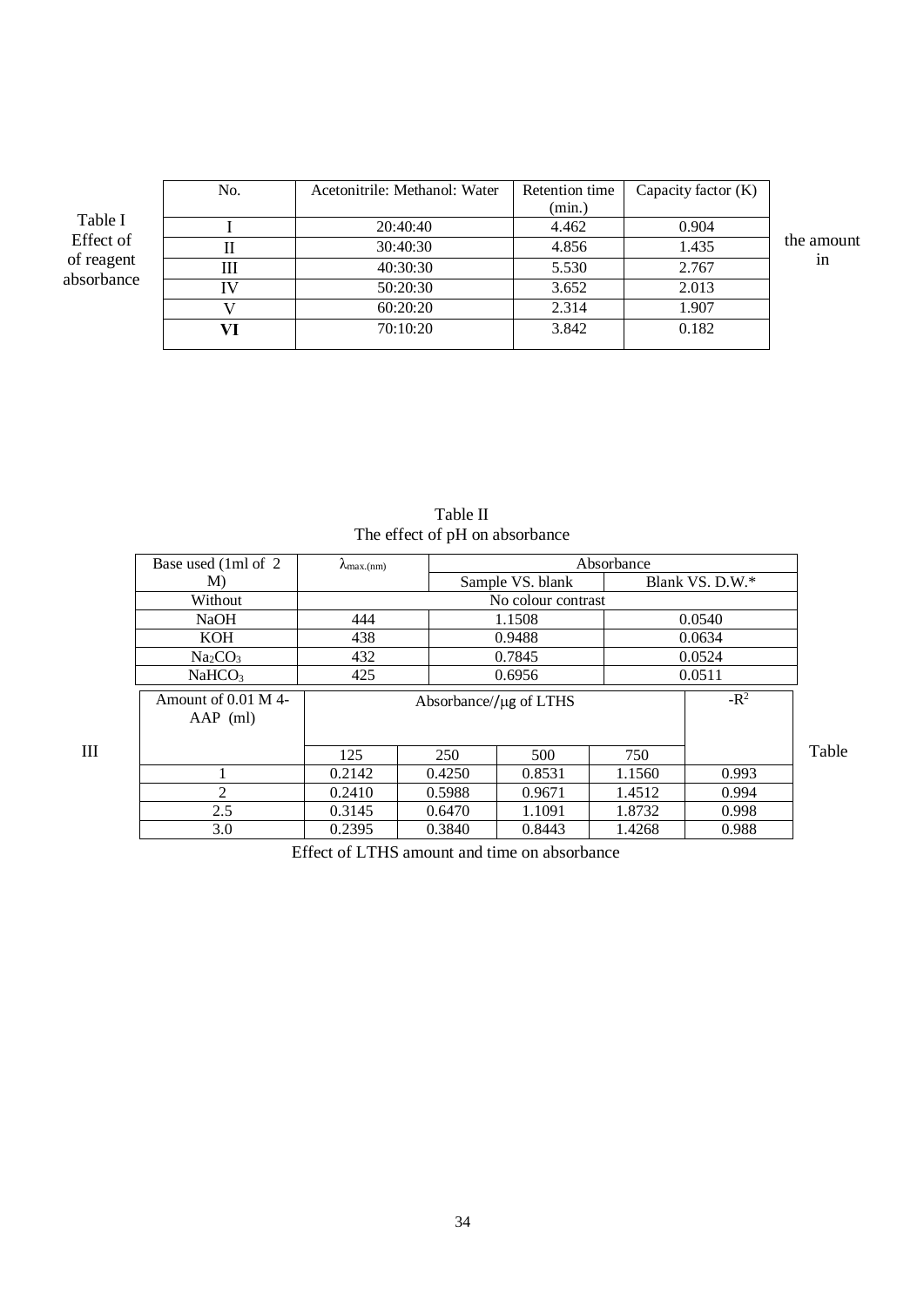Table I

Effect of the amount of reagent in absorbance

| No. | Acetonitrile: Methanol: Water | Retention time (min.) | Capacity factor (K) |
|---|---|---|---|
| I | 20:40:40 | 4.462 | 0.904 |
| II | 30:40:30 | 4.856 | 1.435 |
| III | 40:30:30 | 5.530 | 2.767 |
| IV | 50:20:30 | 3.652 | 2.013 |
| V | 60:20:20 | 2.314 | 1.907 |
| **VI** | 70:10:20 | 3.842 | 0.182 |

Table II

The effect of pH on absorbance

| Base used (1ml of 2 M) | $\lambda_{max.(nm)}$ | Absorbance | |
|---|---|---|---|
| | | Sample VS. blank | Blank VS. D.W.* |
| Without | No colour contrast | | |
| NaOH | 444 | 1.1508 | 0.0540 |
| KOH | 438 | 0.9488 | 0.0634 |
| $Na_2CO_3$ | 432 | 0.7845 | 0.0524 |
| $NaHCO_3$ | 425 | 0.6956 | 0.0511 |

Table III

| Amount of 0.01 M 4-AAP (ml) | Absorbance/μg of LTHS | | | | $-R^2$ |
|---|---|---|---|---|---|
| | 125 | 250 | 500 | 750 | |
| 1 | 0.2142 | 0.4250 | 0.8531 | 1.1560 | 0.993 |
| 2 | 0.2410 | 0.5988 | 0.9671 | 1.4512 | 0.994 |
| 2.5 | 0.3145 | 0.6470 | 1.1091 | 1.8732 | 0.998 |
| 3.0 | 0.2395 | 0.3840 | 0.8443 | 1.4268 | 0.988 |

Effect of LTHS amount and time on absorbance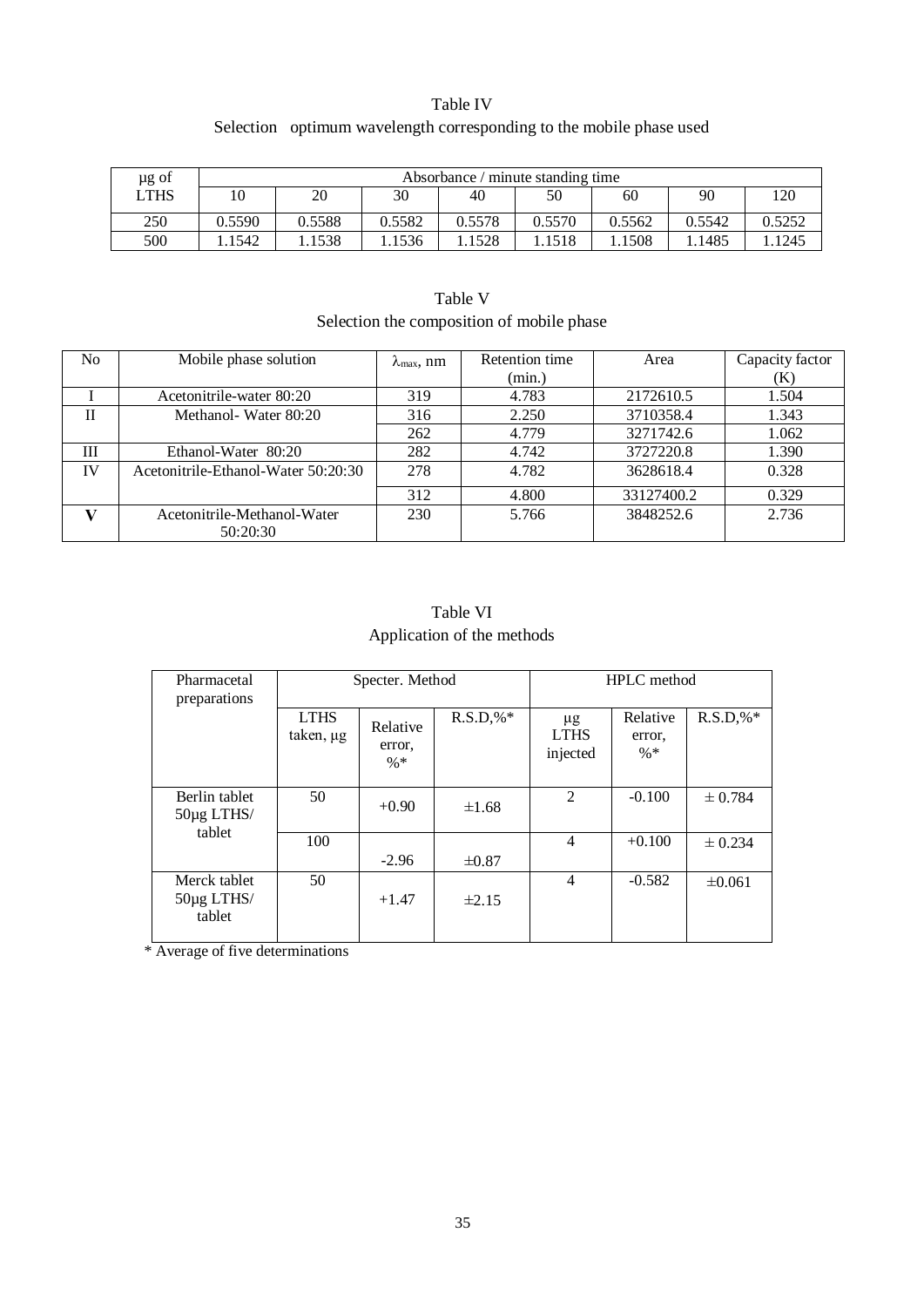Table IV

Selection optimum wavelength corresponding to the mobile phase used

| µg of LTHS | Absorbance / minute standing time | | | | | | | |
|---|---|---|---|---|---|---|---|---|
| | 10 | 20 | 30 | 40 | 50 | 60 | 90 | 120 |
| 250 | 0.5590 | 0.5588 | 0.5582 | 0.5578 | 0.5570 | 0.5562 | 0.5542 | 0.5252 |
| 500 | 1.1542 | 1.1538 | 1.1536 | 1.1528 | 1.1518 | 1.1508 | 1.1485 | 1.1245 |

Table V

Selection the composition of mobile phase

| No | Mobile phase solution | $\lambda_{max}$, nm | Retention time (min.) | Area | Capacity factor (K) |
|---|---|---|---|---|---|
| I | Acetonitrile-water 80:20 | 319 | 4.783 | 2172610.5 | 1.504 |
| II | Methanol- Water 80:20 | 316 | 2.250 | 3710358.4 | 1.343 |
| | | 262 | 4.779 | 3271742.6 | 1.062 |
| III | Ethanol-Water 80:20 | 282 | 4.742 | 3727220.8 | 1.390 |
| IV | Acetonitrile-Ethanol-Water 50:20:30 | 278 | 4.782 | 3628618.4 | 0.328 |
| | | 312 | 4.800 | 33127400.2 | 0.329 |
| **V** | Acetonitrile-Methanol-Water 50:20:30 | 230 | 5.766 | 3848252.6 | 2.736 |

Table VI

Application of the methods

| Pharmacetal preparations | Specter. Method | | | HPLC method | | |
|---|---|---|---|---|---|---|
| | LTHS taken, µg | Relative error, %* | R.S.D,%* | µg LTHS injected | Relative error, %* | R.S.D,%* |
| Berlin tablet 50µg LTHS/ tablet | 50 | +0.90 | ±1.68 | 2 | -0.100 | ± 0.784 |
| | 100 | -2.96 | ±0.87 | 4 | +0.100 | ± 0.234 |
| Merck tablet 50µg LTHS/ tablet | 50 | +1.47 | ±2.15 | 4 | -0.582 | ±0.061 |

\* Average of five determinations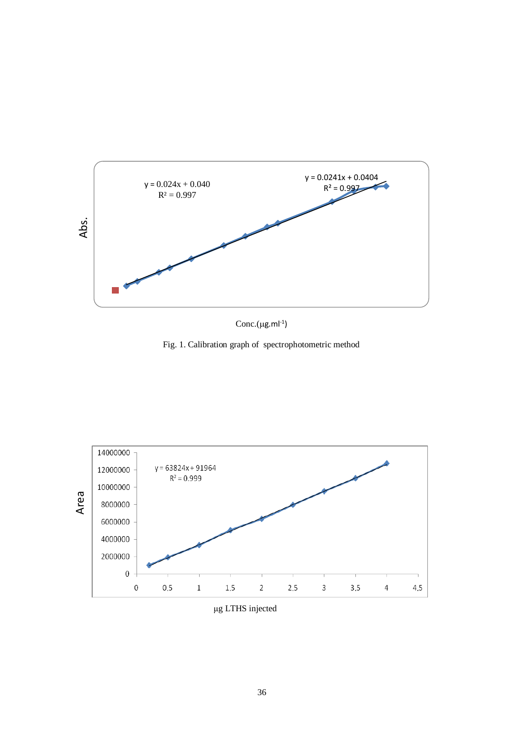Fig. 1. Calibration graph of spectrophotometric method

μg LTHS injected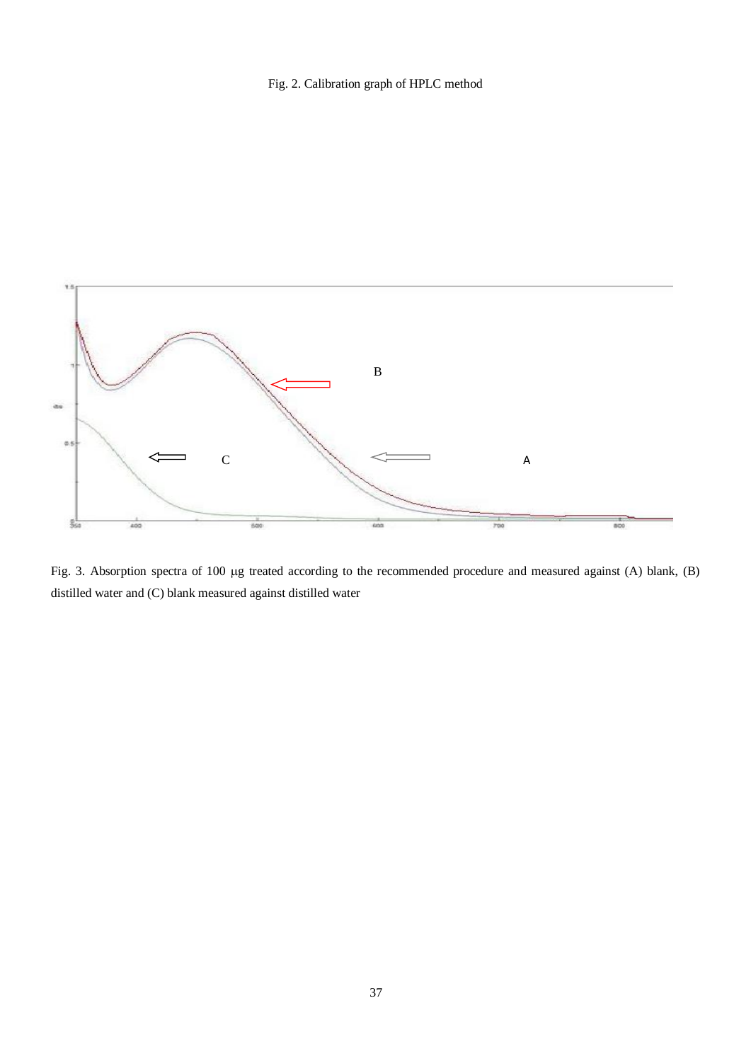Fig. 2. Calibration graph of HPLC method

Fig. 3. Absorption spectra of 100 μg treated according to the recommended procedure and measured against (A) blank, (B) distilled water and (C) blank measured against distilled water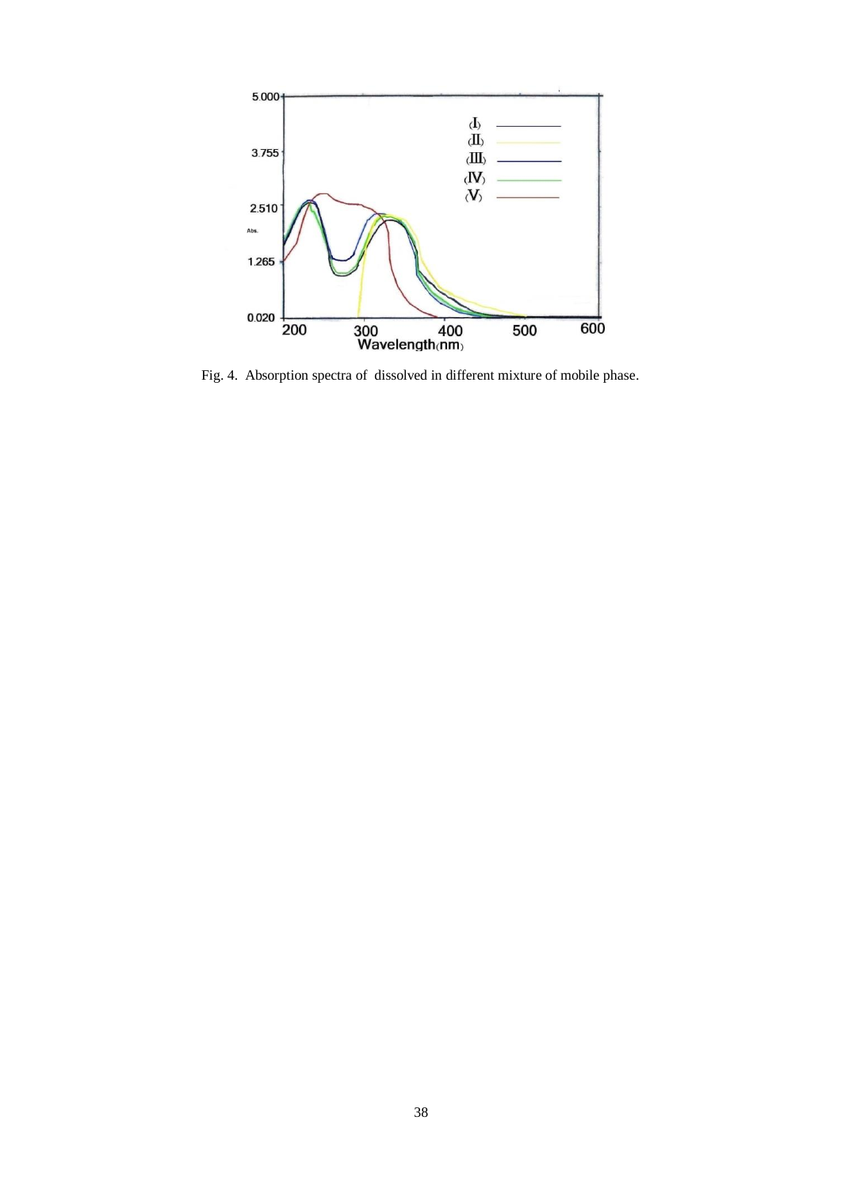5.000

3.755

2.510

Abs.

1.265

0.020

200 300 400 500 600

Wavelength(nm)

(I)

(II)

(III)

(IV)

(V)

Fig. 4. Absorption spectra of dissolved in different mixture of mobile phase.